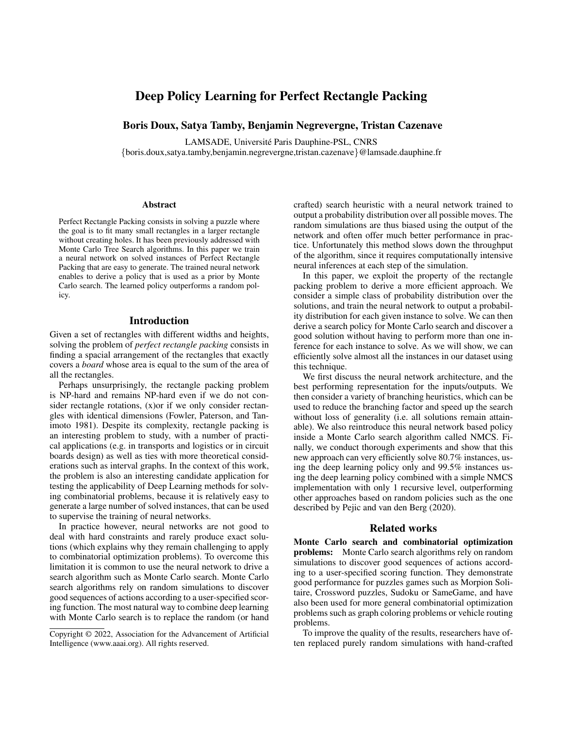# Deep Policy Learning for Perfect Rectangle Packing

**Boris Doux, Satya Tamby, Benjamin Negrevergne, Tristan Cazenave**

LAMSADE, Université Paris Dauphine-PSL, CNRS
{boris.doux,satya.tamby,benjamin.negrevergne,tristan.cazenave}@lamsade.dauphine.fr

## Abstract

Perfect Rectangle Packing consists in solving a puzzle where the goal is to fit many small rectangles in a larger rectangle without creating holes. It has been previously addressed with Monte Carlo Tree Search algorithms. In this paper we train a neural network on solved instances of Perfect Rectangle Packing that are easy to generate. The trained neural network enables to derive a policy that is used as a prior by Monte Carlo search. The learned policy outperforms a random policy.

## Introduction

Given a set of rectangles with different widths and heights, solving the problem of *perfect rectangle packing* consists in finding a spacial arrangement of the rectangles that exactly covers a *board* whose area is equal to the sum of the area of all the rectangles.

Perhaps unsurprisingly, the rectangle packing problem is NP-hard and remains NP-hard even if we do not consider rectangle rotations, (x)or if we only consider rectangles with identical dimensions (Fowler, Paterson, and Tanimoto 1981). Despite its complexity, rectangle packing is an interesting problem to study, with a number of practical applications (e.g. in transports and logistics or in circuit boards design) as well as ties with more theoretical considerations such as interval graphs. In the context of this work, the problem is also an interesting candidate application for testing the applicability of Deep Learning methods for solving combinatorial problems, because it is relatively easy to generate a large number of solved instances, that can be used to supervise the training of neural networks.

In practice however, neural networks are not good to deal with hard constraints and rarely produce exact solutions (which explains why they remain challenging to apply to combinatorial optimization problems). To overcome this limitation it is common to use the neural network to drive a search algorithm such as Monte Carlo search. Monte Carlo search algorithms rely on random simulations to discover good sequences of actions according to a user-specified scoring function. The most natural way to combine deep learning with Monte Carlo search is to replace the random (or hand crafted) search heuristic with a neural network trained to output a probability distribution over all possible moves. The random simulations are thus biased using the output of the network and often offer much better performance in practice. Unfortunately this method slows down the throughput of the algorithm, since it requires computationally intensive neural inferences at each step of the simulation.

In this paper, we exploit the property of the rectangle packing problem to derive a more efficient approach. We consider a simple class of probability distribution over the solutions, and train the neural network to output a probability distribution for each given instance to solve. We can then derive a search policy for Monte Carlo search and discover a good solution without having to perform more than one inference for each instance to solve. As we will show, we can efficiently solve almost all the instances in our dataset using this technique.

We first discuss the neural network architecture, and the best performing representation for the inputs/outputs. We then consider a variety of branching heuristics, which can be used to reduce the branching factor and speed up the search without loss of generality (i.e. all solutions remain attainable). We also reintroduce this neural network based policy inside a Monte Carlo search algorithm called NMCS. Finally, we conduct thorough experiments and show that this new approach can very efficiently solve 80.7% instances, using the deep learning policy only and 99.5% instances using the deep learning policy combined with a simple NMCS implementation with only 1 recursive level, outperforming other approaches based on random policies such as the one described by Pejic and van den Berg (2020).

## Related works

**Monte Carlo search and combinatorial optimization problems:** Monte Carlo search algorithms rely on random simulations to discover good sequences of actions according to a user-specified scoring function. They demonstrate good performance for puzzles games such as Morpion Solitaire, Crossword puzzles, Sudoku or SameGame, and have also been used for more general combinatorial optimization problems such as graph coloring problems or vehicle routing problems.

To improve the quality of the results, researchers have often replaced purely random simulations with hand-crafted

Copyright © 2022, Association for the Advancement of Artificial Intelligence (www.aaai.org). All rights reserved.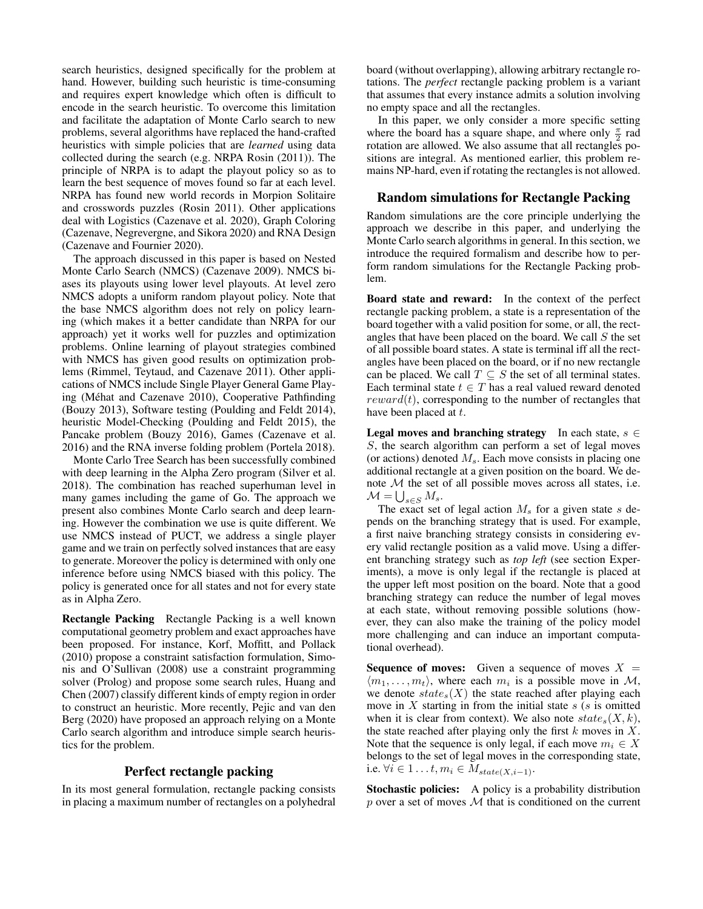search heuristics, designed specifically for the problem at hand. However, building such heuristic is time-consuming and requires expert knowledge which often is difficult to encode in the search heuristic. To overcome this limitation and facilitate the adaptation of Monte Carlo search to new problems, several algorithms have replaced the hand-crafted heuristics with simple policies that are *learned* using data collected during the search (e.g. NRPA Rosin (2011)). The principle of NRPA is to adapt the playout policy so as to learn the best sequence of moves found so far at each level. NRPA has found new world records in Morpion Solitaire and crosswords puzzles (Rosin 2011). Other applications deal with Logistics (Cazenave et al. 2020), Graph Coloring (Cazenave, Negrevergne, and Sikora 2020) and RNA Design (Cazenave and Fournier 2020).

The approach discussed in this paper is based on Nested Monte Carlo Search (NMCS) (Cazenave 2009). NMCS biases its playouts using lower level playouts. At level zero NMCS adopts a uniform random playout policy. Note that the base NMCS algorithm does not rely on policy learning (which makes it a better candidate than NRPA for our approach) yet it works well for puzzles and optimization problems. Online learning of playout strategies combined with NMCS has given good results on optimization problems (Rimmel, Teytaud, and Cazenave 2011). Other applications of NMCS include Single Player General Game Playing (Méhat and Cazenave 2010), Cooperative Pathfinding (Bouzy 2013), Software testing (Poulding and Feldt 2014), heuristic Model-Checking (Poulding and Feldt 2015), the Pancake problem (Bouzy 2016), Games (Cazenave et al. 2016) and the RNA inverse folding problem (Portela 2018).

Monte Carlo Tree Search has been successfully combined with deep learning in the Alpha Zero program (Silver et al. 2018). The combination has reached superhuman level in many games including the game of Go. The approach we present also combines Monte Carlo search and deep learning. However the combination we use is quite different. We use NMCS instead of PUCT, we address a single player game and we train on perfectly solved instances that are easy to generate. Moreover the policy is determined with only one inference before using NMCS biased with this policy. The policy is generated once for all states and not for every state as in Alpha Zero.

**Rectangle Packing** Rectangle Packing is a well known computational geometry problem and exact approaches have been proposed. For instance, Korf, Moffitt, and Pollack (2010) propose a constraint satisfaction formulation, Simonis and O'Sullivan (2008) use a constraint programming solver (Prolog) and propose some search rules, Huang and Chen (2007) classify different kinds of empty region in order to construct an heuristic. More recently, Pejic and van den Berg (2020) have proposed an approach relying on a Monte Carlo search algorithm and introduce simple search heuristics for the problem.

## Perfect rectangle packing

In its most general formulation, rectangle packing consists in placing a maximum number of rectangles on a polyhedral board (without overlapping), allowing arbitrary rectangle rotations. The *perfect* rectangle packing problem is a variant that assumes that every instance admits a solution involving no empty space and all the rectangles.

In this paper, we only consider a more specific setting where the board has a square shape, and where only $\frac{\pi}{2}$ rad rotation are allowed. We also assume that all rectangles positions are integral. As mentioned earlier, this problem remains NP-hard, even if rotating the rectangles is not allowed.

## Random simulations for Rectangle Packing

Random simulations are the core principle underlying the approach we describe in this paper, and underlying the Monte Carlo search algorithms in general. In this section, we introduce the required formalism and describe how to perform random simulations for the Rectangle Packing problem.

**Board state and reward:** In the context of the perfect rectangle packing problem, a state is a representation of the board together with a valid position for some, or all, the rectangles that have been placed on the board. We call $S$ the set of all possible board states. A state is terminal iff all the rectangles have been placed on the board, or if no new rectangle can be placed. We call $T \subseteq S$ the set of all terminal states. Each terminal state $t \in T$ has a real valued reward denoted $reward(t)$, corresponding to the number of rectangles that have been placed at $t$.

**Legal moves and branching strategy** In each state, $s \in S$, the search algorithm can perform a set of legal moves (or actions) denoted $M_s$. Each move consists in placing one additional rectangle at a given position on the board. We denote $\mathcal{M}$ the set of all possible moves across all states, i.e. $\mathcal{M} = \bigcup_{s \in S} M_s$.

The exact set of legal action $M_s$ for a given state $s$ depends on the branching strategy that is used. For example, a first naive branching strategy consists in considering every valid rectangle position as a valid move. Using a different branching strategy such as *top left* (see section Experiments), a move is only legal if the rectangle is placed at the upper left most position on the board. Note that a good branching strategy can reduce the number of legal moves at each state, without removing possible solutions (however, they can also make the training of the policy model more challenging and can induce an important computational overhead).

**Sequence of moves:** Given a sequence of moves $X = \langle m_1, \ldots, m_t \rangle$, where each $m_i$ is a possible move in $\mathcal{M}$, we denote $state_s(X)$ the state reached after playing each move in $X$ starting in from the initial state $s$ ($s$ is omitted when it is clear from context). We also note $state_s(X, k)$, the state reached after playing only the first $k$ moves in $X$. Note that the sequence is only legal, if each move $m_i \in X$ belongs to the set of legal moves in the corresponding state, i.e. $\forall i \in 1 \ldots t, m_i \in M_{state(X,i-1)}$.

**Stochastic policies:** A policy is a probability distribution $p$ over a set of moves $\mathcal{M}$ that is conditioned on the current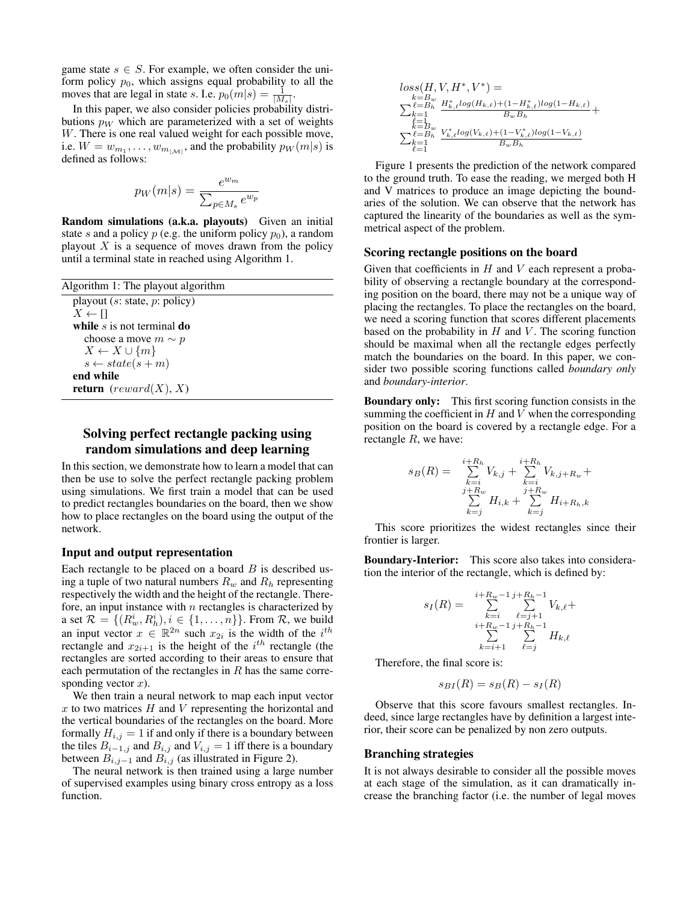game state $s \in S$. For example, we often consider the uniform policy $p_0$, which assigns equal probability to all the moves that are legal in state $s$. I.e. $p_0(m|s) = \frac{1}{|M_s|}$.

In this paper, we also consider policies probability distributions $p_W$ which are parameterized with a set of weights $W$. There is one real valued weight for each possible move, i.e. $W = w_{m_1}, \ldots, w_{m_{|\mathcal{M}|}}$, and the probability $p_W(m|s)$ is defined as follows:

$$p_W(m|s) = \frac{e^{w_m}}{\sum_{p \in M_s} e^{w_p}}$$

**Random simulations (a.k.a. playouts)** Given an initial state $s$ and a policy $p$ (e.g. the uniform policy $p_0$), a random playout $X$ is a sequence of moves drawn from the policy until a terminal state in reached using Algorithm 1.

Algorithm 1: The playout algorithm

```
playout (s: state, p: policy)
X ← []
while s is not terminal do
    choose a move m ~ p
    X ← X ∪ {m}
    s ← state(s + m)
end while
return (reward(X), X)
```

## Solving perfect rectangle packing using random simulations and deep learning

In this section, we demonstrate how to learn a model that can then be use to solve the perfect rectangle packing problem using simulations. We first train a model that can be used to predict rectangles boundaries on the board, then we show how to place rectangles on the board using the output of the network.

### Input and output representation

Each rectangle to be placed on a board $B$ is described using a tuple of two natural numbers $R_w$ and $R_h$ representing respectively the width and the height of the rectangle. Therefore, an input instance with $n$ rectangles is characterized by a set $\mathcal{R} = \{(R_w^i, R_h^i), i \in \{1, \ldots, n\}\}$. From $\mathcal{R}$, we build an input vector $x \in \mathbb{R}^{2n}$ such $x_{2i}$ is the width of the $i^{th}$ rectangle and $x_{2i+1}$ is the height of the $i^{th}$ rectangle (the rectangles are sorted according to their areas to ensure that each permutation of the rectangles in $R$ has the same corresponding vector $x$).

We then train a neural network to map each input vector $x$ to two matrices $H$ and $V$ representing the horizontal and the vertical boundaries of the rectangles on the board. More formally $H_{i,j} = 1$ if and only if there is a boundary between the tiles $B_{i-1,j}$ and $B_{i,j}$ and $V_{i,j} = 1$ iff there is a boundary between $B_{i,j-1}$ and $B_{i,j}$ (as illustrated in Figure 2).

The neural network is then trained using a large number of supervised examples using binary cross entropy as a loss function.

$$loss(H, V, H^*, V^*) = \\ \sum_{\substack{k=1 \\ \ell=1}}^{\substack{k=B_w \\ \ell=B_h}} \frac{H^*_{k,\ell} log(H_{k,\ell}) + (1-H^*_{k,\ell}) log(1-H_{k,\ell})}{B_w B_h} + \\ \sum_{\substack{k=1 \\ \ell=1}}^{\substack{k=B_w \\ \ell=B_h}} \frac{V^*_{k,\ell} log(V_{k,\ell}) + (1-V^*_{k,\ell}) log(1-V_{k,\ell})}{B_w B_h}$$

Figure 1 presents the prediction of the network compared to the ground truth. To ease the reading, we merged both H and V matrices to produce an image depicting the boundaries of the solution. We can observe that the network has captured the linearity of the boundaries as well as the symmetrical aspect of the problem.

### Scoring rectangle positions on the board

Given that coefficients in $H$ and $V$ each represent a probability of observing a rectangle boundary at the corresponding position on the board, there may not be a unique way of placing the rectangles. To place the rectangles on the board, we need a scoring function that scores different placements based on the probability in $H$ and $V$. The scoring function should be maximal when all the rectangle edges perfectly match the boundaries on the board. In this paper, we consider two possible scoring functions called *boundary only* and *boundary-interior*.

**Boundary only:** This first scoring function consists in the summing the coefficient in $H$ and $V$ when the corresponding position on the board is covered by a rectangle edge. For a rectangle $R$, we have:

$$s_B(R) = \sum_{k=i}^{i+R_h} V_{k,j} + \sum_{k=i}^{i+R_h} V_{k,j+R_w} + \\ \sum_{k=j}^{j+R_w} H_{i,k} + \sum_{k=j}^{j+R_w} H_{i+R_h,k}$$

This score prioritizes the widest rectangles since their frontier is larger.

**Boundary-Interior:** This score also takes into consideration the interior of the rectangle, which is defined by:

$$s_I(R) = \sum_{k=i}^{i+R_w-1} \sum_{\ell=j+1}^{j+R_h-1} V_{k,\ell} + \\ \sum_{k=i+1}^{i+R_w-1} \sum_{\ell=j}^{j+R_h-1} H_{k,\ell}$$

Therefore, the final score is:

$$s_{BI}(R) = s_B(R) - s_I(R)$$

Observe that this score favours smallest rectangles. Indeed, since large rectangles have by definition a largest interior, their score can be penalized by non zero outputs.

### Branching strategies

It is not always desirable to consider all the possible moves at each stage of the simulation, as it can dramatically increase the branching factor (i.e. the number of legal moves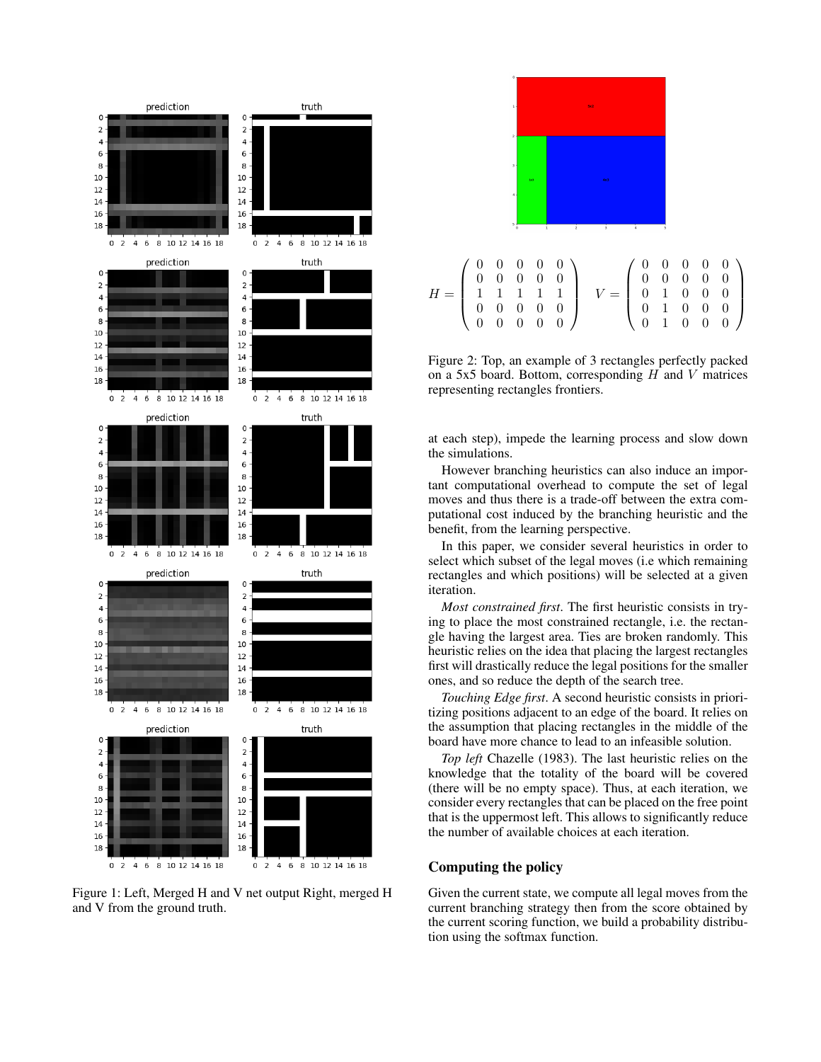Figure 1: Left, Merged H and V net output Right, merged H and V from the ground truth.

$$H = \begin{pmatrix} 0 & 0 & 0 & 0 & 0 \\ 0 & 0 & 0 & 0 & 0 \\ 1 & 1 & 1 & 1 & 1 \\ 0 & 0 & 0 & 0 & 0 \\ 0 & 0 & 0 & 0 & 0 \end{pmatrix} \quad V = \begin{pmatrix} 0 & 0 & 0 & 0 & 0 \\ 0 & 0 & 0 & 0 & 0 \\ 0 & 1 & 0 & 0 & 0 \\ 0 & 1 & 0 & 0 & 0 \\ 0 & 1 & 0 & 0 & 0 \end{pmatrix}$$

Figure 2: Top, an example of 3 rectangles perfectly packed on a 5x5 board. Bottom, corresponding $H$ and $V$ matrices representing rectangles frontiers.

at each step), impede the learning process and slow down the simulations.

However branching heuristics can also induce an important computational overhead to compute the set of legal moves and thus there is a trade-off between the extra computational cost induced by the branching heuristic and the benefit, from the learning perspective.

In this paper, we consider several heuristics in order to select which subset of the legal moves (i.e which remaining rectangles and which positions) will be selected at a given iteration.

*Most constrained first*. The first heuristic consists in trying to place the most constrained rectangle, i.e. the rectangle having the largest area. Ties are broken randomly. This heuristic relies on the idea that placing the largest rectangles first will drastically reduce the legal positions for the smaller ones, and so reduce the depth of the search tree.

*Touching Edge first*. A second heuristic consists in prioritizing positions adjacent to an edge of the board. It relies on the assumption that placing rectangles in the middle of the board have more chance to lead to an infeasible solution.

*Top left* Chazelle (1983). The last heuristic relies on the knowledge that the totality of the board will be covered (there will be no empty space). Thus, at each iteration, we consider every rectangles that can be placed on the free point that is the uppermost left. This allows to significantly reduce the number of available choices at each iteration.

## Computing the policy

Given the current state, we compute all legal moves from the current branching strategy then from the score obtained by the current scoring function, we build a probability distribution using the softmax function.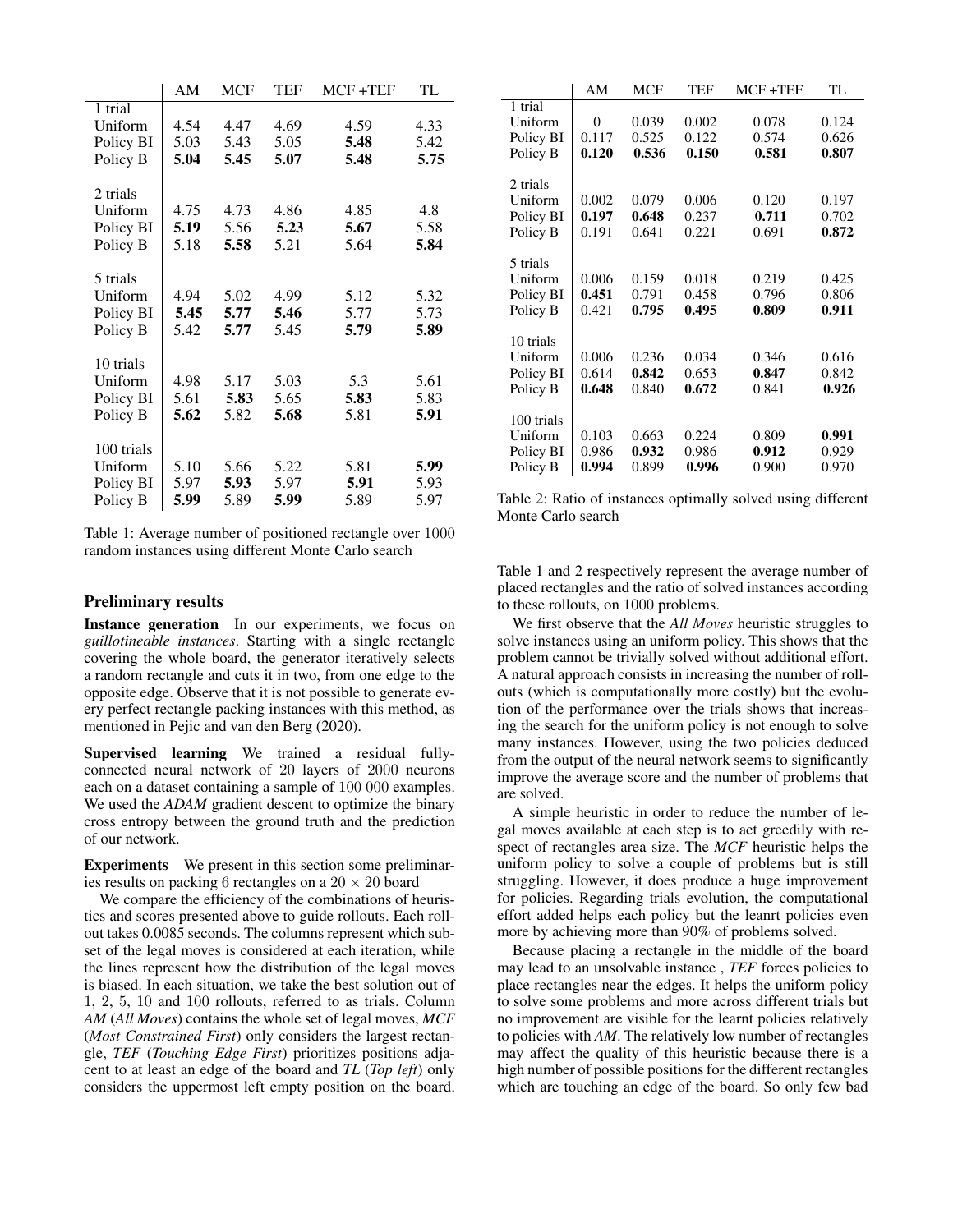| | AM | MCF | TEF | MCF +TEF | TL |
|---|---|---|---|---|---|
| 1 trial | | | | | |
| Uniform | 4.54 | 4.47 | 4.69 | 4.59 | 4.33 |
| Policy BI | 5.03 | 5.43 | 5.05 | **5.48** | 5.42 |
| Policy B | **5.04** | **5.45** | **5.07** | **5.48** | **5.75** |
| 2 trials | | | | | |
| Uniform | 4.75 | 4.73 | 4.86 | 4.85 | 4.8 |
| Policy BI | **5.19** | 5.56 | **5.23** | **5.67** | 5.58 |
| Policy B | 5.18 | **5.58** | 5.21 | 5.64 | **5.84** |
| 5 trials | | | | | |
| Uniform | 4.94 | 5.02 | 4.99 | 5.12 | 5.32 |
| Policy BI | **5.45** | **5.77** | **5.46** | 5.77 | 5.73 |
| Policy B | 5.42 | **5.77** | 5.45 | **5.79** | **5.89** |
| 10 trials | | | | | |
| Uniform | 4.98 | 5.17 | 5.03 | 5.3 | 5.61 |
| Policy BI | 5.61 | **5.83** | 5.65 | **5.83** | 5.83 |
| Policy B | **5.62** | 5.82 | **5.68** | 5.81 | **5.91** |
| 100 trials | | | | | |
| Uniform | 5.10 | 5.66 | 5.22 | 5.81 | **5.99** |
| Policy BI | 5.97 | **5.93** | 5.97 | **5.91** | 5.93 |
| Policy B | **5.99** | 5.89 | **5.99** | 5.89 | 5.97 |

Table 1: Average number of positioned rectangle over 1000 random instances using different Monte Carlo search

## Preliminary results

**Instance generation** In our experiments, we focus on *guillotineable instances*. Starting with a single rectangle covering the whole board, the generator iteratively selects a random rectangle and cuts it in two, from one edge to the opposite edge. Observe that it is not possible to generate every perfect rectangle packing instances with this method, as mentioned in Pejic and van den Berg (2020).

**Supervised learning** We trained a residual fully-connected neural network of 20 layers of 2000 neurons each on a dataset containing a sample of 100 000 examples. We used the *ADAM* gradient descent to optimize the binary cross entropy between the ground truth and the prediction of our network.

**Experiments** We present in this section some preliminaries results on packing 6 rectangles on a $20 \times 20$ board

We compare the efficiency of the combinations of heuristics and scores presented above to guide rollouts. Each rollout takes 0.0085 seconds. The columns represent which subset of the legal moves is considered at each iteration, while the lines represent how the distribution of the legal moves is biased. In each situation, we take the best solution out of 1, 2, 5, 10 and 100 rollouts, referred to as trials. Column *AM* (*All Moves*) contains the whole set of legal moves, *MCF* (*Most Constrained First*) only considers the largest rectangle, *TEF* (*Touching Edge First*) prioritizes positions adjacent to at least an edge of the board and *TL* (*Top left*) only considers the uppermost left empty position on the board.

| | AM | MCF | TEF | MCF +TEF | TL |
|---|---|---|---|---|---|
| 1 trial | | | | | |
| Uniform | 0 | 0.039 | 0.002 | 0.078 | 0.124 |
| Policy BI | 0.117 | 0.525 | 0.122 | 0.574 | 0.626 |
| Policy B | **0.120** | **0.536** | **0.150** | **0.581** | **0.807** |
| 2 trials | | | | | |
| Uniform | 0.002 | 0.079 | 0.006 | 0.120 | 0.197 |
| Policy BI | **0.197** | **0.648** | 0.237 | **0.711** | 0.702 |
| Policy B | 0.191 | 0.641 | 0.221 | 0.691 | **0.872** |
| 5 trials | | | | | |
| Uniform | 0.006 | 0.159 | 0.018 | 0.219 | 0.425 |
| Policy BI | **0.451** | 0.791 | 0.458 | 0.796 | 0.806 |
| Policy B | 0.421 | **0.795** | **0.495** | **0.809** | **0.911** |
| 10 trials | | | | | |
| Uniform | 0.006 | 0.236 | 0.034 | 0.346 | 0.616 |
| Policy BI | 0.614 | **0.842** | 0.653 | **0.847** | 0.842 |
| Policy B | **0.648** | 0.840 | **0.672** | 0.841 | **0.926** |
| 100 trials | | | | | |
| Uniform | 0.103 | 0.663 | 0.224 | 0.809 | **0.991** |
| Policy BI | 0.986 | **0.932** | 0.986 | **0.912** | 0.929 |
| Policy B | **0.994** | 0.899 | **0.996** | 0.900 | 0.970 |

Table 2: Ratio of instances optimally solved using different Monte Carlo search

Table 1 and 2 respectively represent the average number of placed rectangles and the ratio of solved instances according to these rollouts, on 1000 problems.

We first observe that the *All Moves* heuristic struggles to solve instances using an uniform policy. This shows that the problem cannot be trivially solved without additional effort. A natural approach consists in increasing the number of rollouts (which is computationally more costly) but the evolution of the performance over the trials shows that increasing the search for the uniform policy is not enough to solve many instances. However, using the two policies deduced from the output of the neural network seems to significantly improve the average score and the number of problems that are solved.

A simple heuristic in order to reduce the number of legal moves available at each step is to act greedily with respect of rectangles area size. The *MCF* heuristic helps the uniform policy to solve a couple of problems but is still struggling. However, it does produce a huge improvement for policies. Regarding trials evolution, the computational effort added helps each policy but the leanrt policies even more by achieving more than 90% of problems solved.

Because placing a rectangle in the middle of the board may lead to an unsolvable instance , *TEF* forces policies to place rectangles near the edges. It helps the uniform policy to solve some problems and more across different trials but no improvement are visible for the learnt policies relatively to policies with *AM*. The relatively low number of rectangles may affect the quality of this heuristic because there is a high number of possible positions for the different rectangles which are touching an edge of the board. So only few bad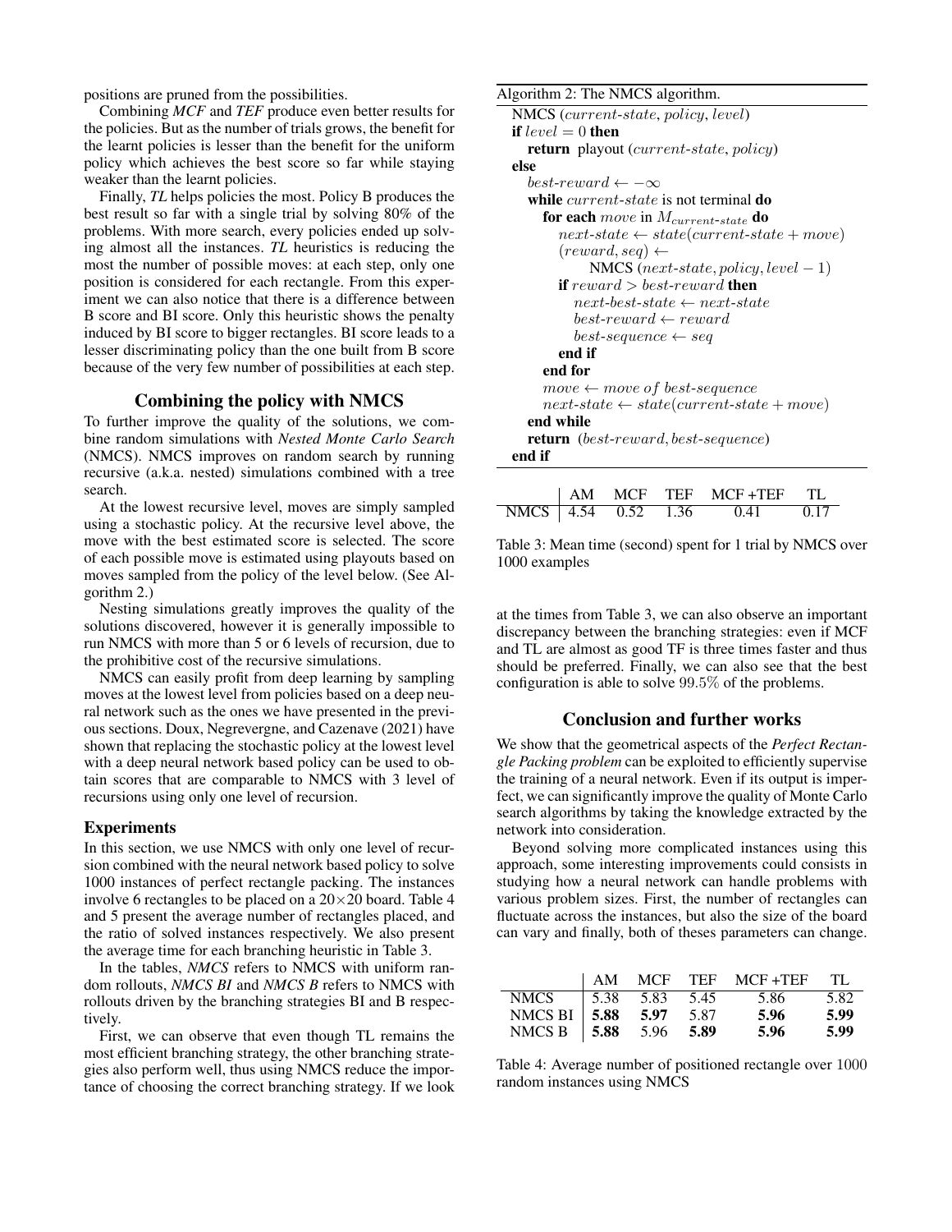positions are pruned from the possibilities.

Combining *MCF* and *TEF* produce even better results for the policies. But as the number of trials grows, the benefit for the learnt policies is lesser than the benefit for the uniform policy which achieves the best score so far while staying weaker than the learnt policies.

Finally, *TL* helps policies the most. Policy B produces the best result so far with a single trial by solving 80% of the problems. With more search, every policies ended up solving almost all the instances. *TL* heuristics is reducing the most the number of possible moves: at each step, only one position is considered for each rectangle. From this experiment we can also notice that there is a difference between B score and BI score. Only this heuristic shows the penalty induced by BI score to bigger rectangles. BI score leads to a lesser discriminating policy than the one built from B score because of the very few number of possibilities at each step.

## Combining the policy with NMCS

To further improve the quality of the solutions, we combine random simulations with *Nested Monte Carlo Search* (NMCS). NMCS improves on random search by running recursive (a.k.a. nested) simulations combined with a tree search.

At the lowest recursive level, moves are simply sampled using a stochastic policy. At the recursive level above, the move with the best estimated score is selected. The score of each possible move is estimated using playouts based on moves sampled from the policy of the level below. (See Algorithm 2.)

Nesting simulations greatly improves the quality of the solutions discovered, however it is generally impossible to run NMCS with more than 5 or 6 levels of recursion, due to the prohibitive cost of the recursive simulations.

NMCS can easily profit from deep learning by sampling moves at the lowest level from policies based on a deep neural network such as the ones we have presented in the previous sections. Doux, Negrevergne, and Cazenave (2021) have shown that replacing the stochastic policy at the lowest level with a deep neural network based policy can be used to obtain scores that are comparable to NMCS with 3 level of recursions using only one level of recursion.

Algorithm 2: The NMCS algorithm.

```
NMCS (current-state, policy, level)
if level = 0 then
    return playout (current-state, policy)
else
    best-reward ← −∞
    while current-state is not terminal do
        for each move in M_current-state do
            next-state ← state(current-state + move)
            (reward, seq) ←
                NMCS (next-state, policy, level − 1)
            if reward > best-reward then
                next-best-state ← next-state
                best-reward ← reward
                best-sequence ← seq
            end if
        end for
        move ← move of best-sequence
        next-state ← state(current-state + move)
    end while
    return (best-reward, best-sequence)
end if
```

|  | AM | MCF | TEF | MCF +TEF | TL |
|---|---|---|---|---|---|
| NMCS | 4.54 | 0.52 | 1.36 | 0.41 | 0.17 |

Table 3: Mean time (second) spent for 1 trial by NMCS over 1000 examples

### Experiments

In this section, we use NMCS with only one level of recursion combined with the neural network based policy to solve 1000 instances of perfect rectangle packing. The instances involve 6 rectangles to be placed on a $20 \times 20$ board. Table 4 and 5 present the average number of rectangles placed, and the ratio of solved instances respectively. We also present the average time for each branching heuristic in Table 3.

In the tables, *NMCS* refers to NMCS with uniform random rollouts, *NMCS BI* and *NMCS B* refers to NMCS with rollouts driven by the branching strategies BI and B respectively.

First, we can observe that even though TL remains the most efficient branching strategy, the other branching strategies also perform well, thus using NMCS reduce the importance of choosing the correct branching strategy. If we look at the times from Table 3, we can also observe an important discrepancy between the branching strategies: even if MCF and TL are almost as good TF is three times faster and thus should be preferred. Finally, we can also see that the best configuration is able to solve 99.5% of the problems.

## Conclusion and further works

We show that the geometrical aspects of the *Perfect Rectangle Packing problem* can be exploited to efficiently supervise the training of a neural network. Even if its output is imperfect, we can significantly improve the quality of Monte Carlo search algorithms by taking the knowledge extracted by the network into consideration.

Beyond solving more complicated instances using this approach, some interesting improvements could consists in studying how a neural network can handle problems with various problem sizes. First, the number of rectangles can fluctuate across the instances, but also the size of the board can vary and finally, both of theses parameters can change.

|  | AM | MCF | TEF | MCF +TEF | TL |
|---|---|---|---|---|---|
| NMCS | 5.38 | 5.83 | 5.45 | 5.86 | 5.82 |
| NMCS BI | **5.88** | **5.97** | 5.87 | **5.96** | **5.99** |
| NMCS B | **5.88** | 5.96 | **5.89** | **5.96** | **5.99** |

Table 4: Average number of positioned rectangle over 1000 random instances using NMCS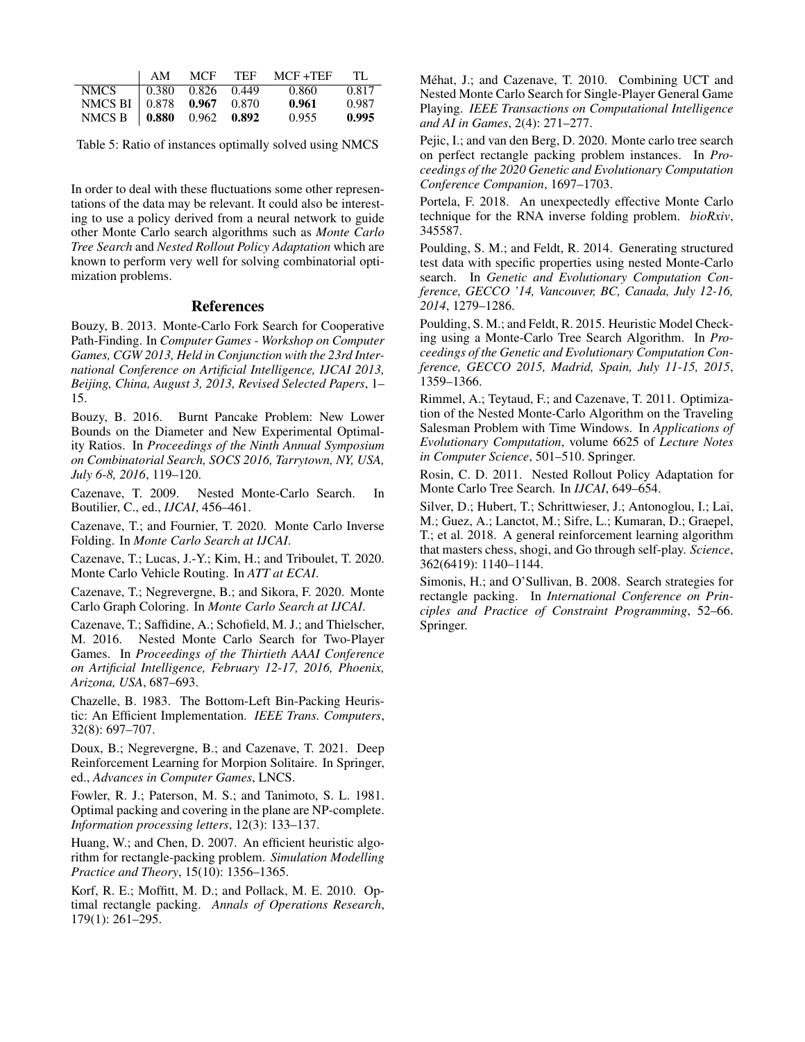| | AM | MCF | TEF | MCF +TEF | TL |
|---|---|---|---|---|---|
| NMCS | 0.380 | 0.826 | 0.449 | 0.860 | 0.817 |
| NMCS BI | 0.878 | **0.967** | 0.870 | **0.961** | 0.987 |
| NMCS B | **0.880** | 0.962 | **0.892** | 0.955 | **0.995** |

Table 5: Ratio of instances optimally solved using NMCS

In order to deal with these fluctuations some other representations of the data may be relevant. It could also be interesting to use a policy derived from a neural network to guide other Monte Carlo search algorithms such as *Monte Carlo Tree Search* and *Nested Rollout Policy Adaptation* which are known to perform very well for solving combinatorial optimization problems.

## References

Bouzy, B. 2013. Monte-Carlo Fork Search for Cooperative Path-Finding. In *Computer Games - Workshop on Computer Games, CGW 2013, Held in Conjunction with the 23rd International Conference on Artificial Intelligence, IJCAI 2013, Beijing, China, August 3, 2013, Revised Selected Papers*, 1–15.

Bouzy, B. 2016. Burnt Pancake Problem: New Lower Bounds on the Diameter and New Experimental Optimality Ratios. In *Proceedings of the Ninth Annual Symposium on Combinatorial Search, SOCS 2016, Tarrytown, NY, USA, July 6-8, 2016*, 119–120.

Cazenave, T. 2009. Nested Monte-Carlo Search. In Boutilier, C., ed., *IJCAI*, 456–461.

Cazenave, T.; and Fournier, T. 2020. Monte Carlo Inverse Folding. In *Monte Carlo Search at IJCAI*.

Cazenave, T.; Lucas, J.-Y.; Kim, H.; and Triboulet, T. 2020. Monte Carlo Vehicle Routing. In *ATT at ECAI*.

Cazenave, T.; Negrevergne, B.; and Sikora, F. 2020. Monte Carlo Graph Coloring. In *Monte Carlo Search at IJCAI*.

Cazenave, T.; Saffidine, A.; Schofield, M. J.; and Thielscher, M. 2016. Nested Monte Carlo Search for Two-Player Games. In *Proceedings of the Thirtieth AAAI Conference on Artificial Intelligence, February 12-17, 2016, Phoenix, Arizona, USA*, 687–693.

Chazelle, B. 1983. The Bottom-Left Bin-Packing Heuristic: An Efficient Implementation. *IEEE Trans. Computers*, 32(8): 697–707.

Doux, B.; Negrevergne, B.; and Cazenave, T. 2021. Deep Reinforcement Learning for Morpion Solitaire. In Springer, ed., *Advances in Computer Games*, LNCS.

Fowler, R. J.; Paterson, M. S.; and Tanimoto, S. L. 1981. Optimal packing and covering in the plane are NP-complete. *Information processing letters*, 12(3): 133–137.

Huang, W.; and Chen, D. 2007. An efficient heuristic algorithm for rectangle-packing problem. *Simulation Modelling Practice and Theory*, 15(10): 1356–1365.

Korf, R. E.; Moffitt, M. D.; and Pollack, M. E. 2010. Optimal rectangle packing. *Annals of Operations Research*, 179(1): 261–295.

Méhat, J.; and Cazenave, T. 2010. Combining UCT and Nested Monte Carlo Search for Single-Player General Game Playing. *IEEE Transactions on Computational Intelligence and AI in Games*, 2(4): 271–277.

Pejic, I.; and van den Berg, D. 2020. Monte carlo tree search on perfect rectangle packing problem instances. In *Proceedings of the 2020 Genetic and Evolutionary Computation Conference Companion*, 1697–1703.

Portela, F. 2018. An unexpectedly effective Monte Carlo technique for the RNA inverse folding problem. *bioRxiv*, 345587.

Poulding, S. M.; and Feldt, R. 2014. Generating structured test data with specific properties using nested Monte-Carlo search. In *Genetic and Evolutionary Computation Conference, GECCO '14, Vancouver, BC, Canada, July 12-16, 2014*, 1279–1286.

Poulding, S. M.; and Feldt, R. 2015. Heuristic Model Checking using a Monte-Carlo Tree Search Algorithm. In *Proceedings of the Genetic and Evolutionary Computation Conference, GECCO 2015, Madrid, Spain, July 11-15, 2015*, 1359–1366.

Rimmel, A.; Teytaud, F.; and Cazenave, T. 2011. Optimization of the Nested Monte-Carlo Algorithm on the Traveling Salesman Problem with Time Windows. In *Applications of Evolutionary Computation*, volume 6625 of *Lecture Notes in Computer Science*, 501–510. Springer.

Rosin, C. D. 2011. Nested Rollout Policy Adaptation for Monte Carlo Tree Search. In *IJCAI*, 649–654.

Silver, D.; Hubert, T.; Schrittwieser, J.; Antonoglou, I.; Lai, M.; Guez, A.; Lanctot, M.; Sifre, L.; Kumaran, D.; Graepel, T.; et al. 2018. A general reinforcement learning algorithm that masters chess, shogi, and Go through self-play. *Science*, 362(6419): 1140–1144.

Simonis, H.; and O'Sullivan, B. 2008. Search strategies for rectangle packing. In *International Conference on Principles and Practice of Constraint Programming*, 52–66. Springer.